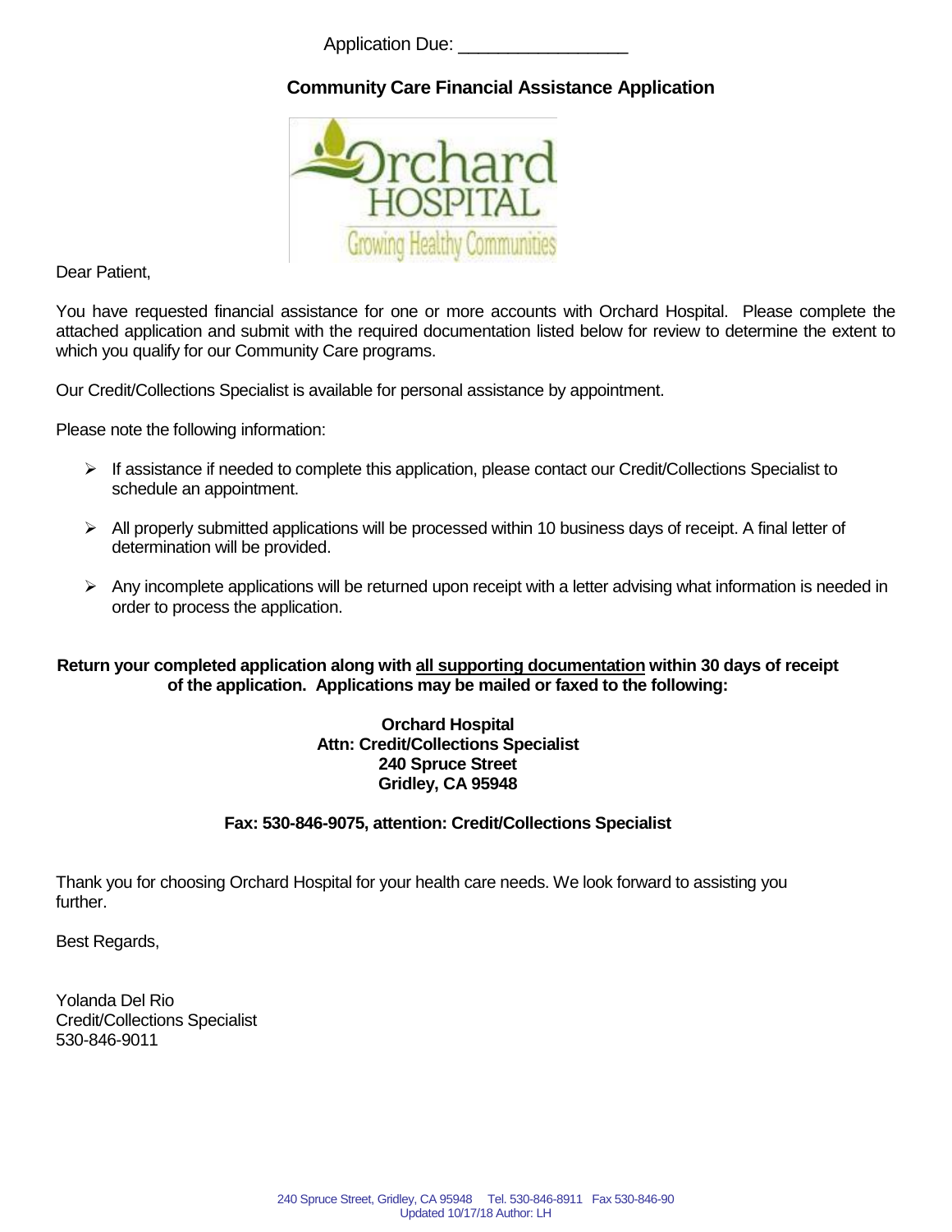Application Due: _________________

# Community Care Financial Assistance Application

Dear Patient,

You have requested financial assistance for one or more accounts with Orchard Hospital. Please complete the attached application and submit with the required documentation listed below for review to determine the extent to which you qualify for our Community Care programs.

Our Credit/Collections Specialist is available for personal assistance by appointment.

Please note the following information:

- If assistance if needed to complete this application, please contact our Credit/Collections Specialist to schedule an appointment.
- All properly submitted applications will be processed within 10 business days of receipt. A final letter of determination will be provided.
- Any incomplete applications will be returned upon receipt with a letter advising what information is needed in order to process the application.

**Return your completed application along with <u>all supporting documentation</u> within 30 days of receipt of the application. Applications may be mailed or faxed to the following:**

**Orchard Hospital**
**Attn: Credit/Collections Specialist**
**240 Spruce Street**
**Gridley, CA 95948**

**Fax: 530-846-9075, attention: Credit/Collections Specialist**

Thank you for choosing Orchard Hospital for your health care needs. We look forward to assisting you further.

Best Regards,

Yolanda Del Rio
Credit/Collections Specialist
530-846-9011

240 Spruce Street, Gridley, CA 95948 Tel. 530-846-8911 Fax 530-846-90
Updated 10/17/18 Author: LH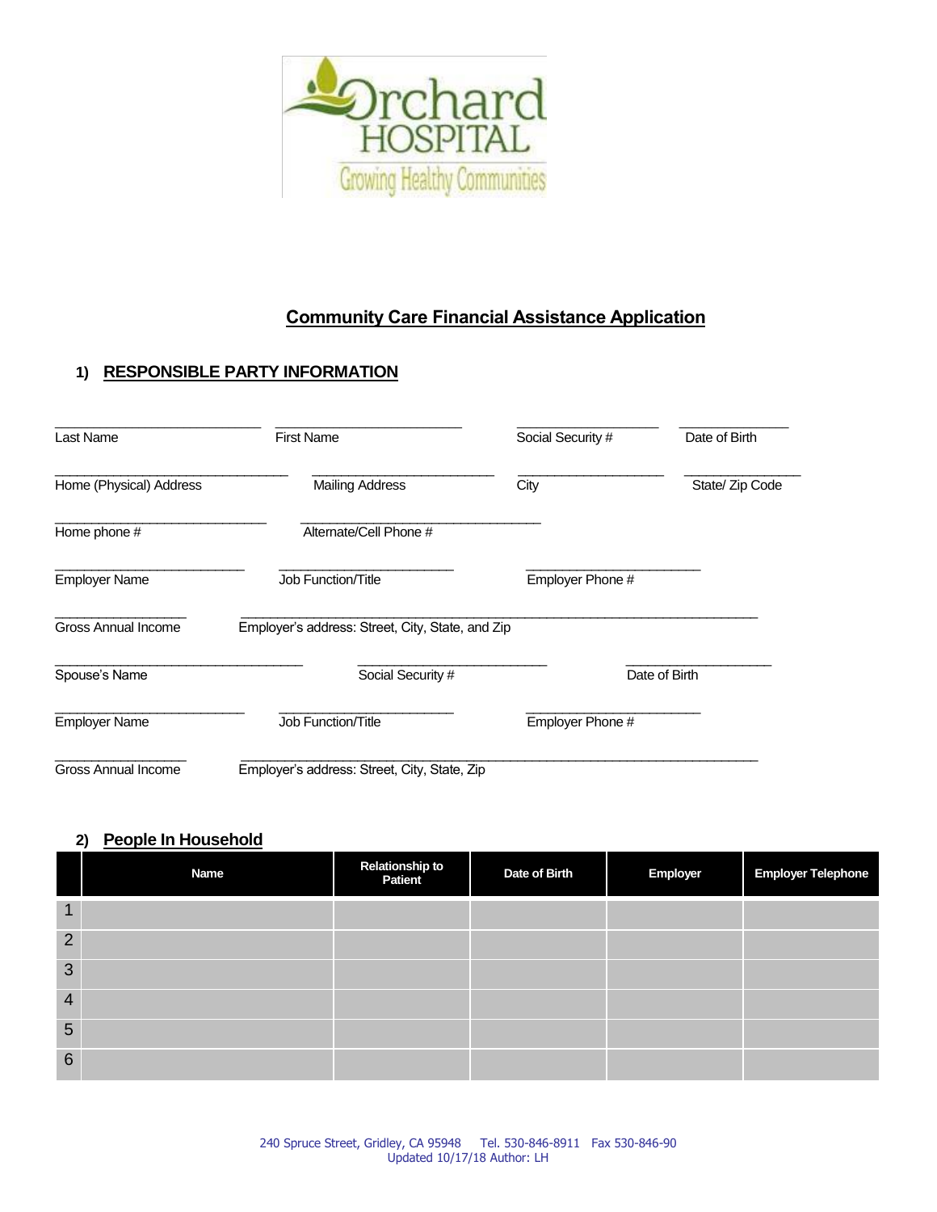## Community Care Financial Assistance Application

### 1) RESPONSIBLE PARTY INFORMATION

Last Name ____________ First Name ____________ Social Security # ____________ Date of Birth ____________

Home (Physical) Address ____________ Mailing Address ____________ City ____________ State/ Zip Code ____________

Home phone # ____________ Alternate/Cell Phone # ____________

Employer Name ____________ Job Function/Title ____________ Employer Phone # ____________

Gross Annual Income ____________ Employer's address: Street, City, State, and Zip ____________

Spouse's Name ____________ Social Security # ____________ Date of Birth ____________

Employer Name ____________ Job Function/Title ____________ Employer Phone # ____________

Gross Annual Income ____________ Employer's address: Street, City, State, Zip ____________

### 2) People In Household

| | Name | Relationship to Patient | Date of Birth | Employer | Employer Telephone |
|---|---|---|---|---|---|
| 1 | | | | | |
| 2 | | | | | |
| 3 | | | | | |
| 4 | | | | | |
| 5 | | | | | |
| 6 | | | | | |

240 Spruce Street, Gridley, CA 95948 Tel. 530-846-8911 Fax 530-846-90
Updated 10/17/18 Author: LH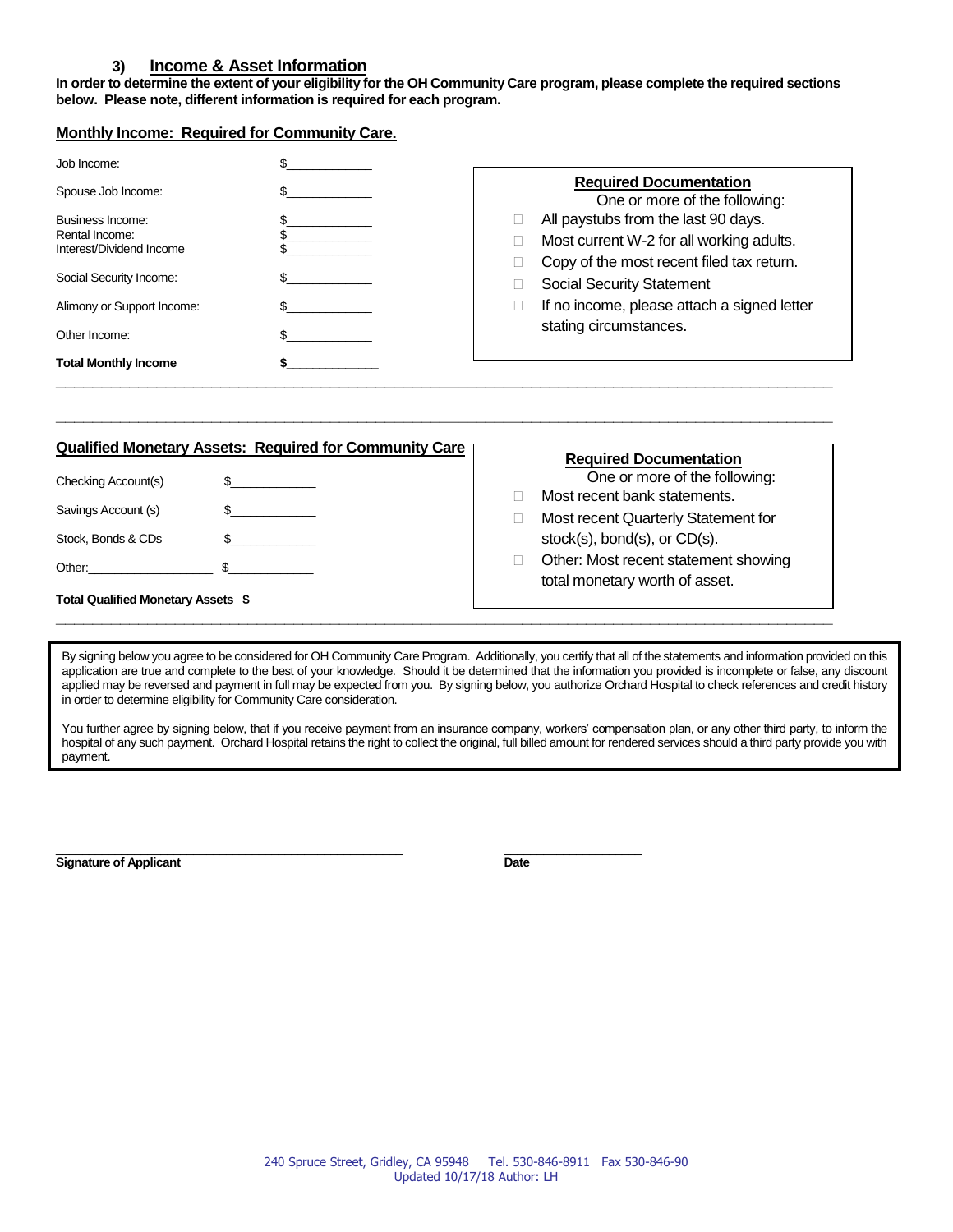### 3) Income & Asset Information

**In order to determine the extent of your eligibility for the OH Community Care program, please complete the required sections below. Please note, different information is required for each program.**

**Monthly Income: Required for Community Care.**

| | |
|---|---|
| Job Income: | $____________ |
| Spouse Job Income: | $____________ |
| Business Income: | $____________ |
| Rental Income: | $____________ |
| Interest/Dividend Income | $____________ |
| Social Security Income: | $____________ |
| Alimony or Support Income: | $____________ |
| Other Income: | $____________ |
| **Total Monthly Income** | **$____________** |

**Required Documentation**

One or more of the following:

- ☐ All paystubs from the last 90 days.
- ☐ Most current W-2 for all working adults.
- ☐ Copy of the most recent filed tax return.
- ☐ Social Security Statement
- ☐ If no income, please attach a signed letter stating circumstances.

**Qualified Monetary Assets: Required for Community Care**

| | |
|---|---|
| Checking Account(s) | $____________ |
| Savings Account (s) | $____________ |
| Stock, Bonds & CDs | $____________ |
| Other:__________________ | $____________ |
| **Total Qualified Monetary Assets** | **$________________** |

**Required Documentation**

One or more of the following:

- ☐ Most recent bank statements.
- ☐ Most recent Quarterly Statement for stock(s), bond(s), or CD(s).
- ☐ Other: Most recent statement showing total monetary worth of asset.

By signing below you agree to be considered for OH Community Care Program. Additionally, you certify that all of the statements and information provided on this application are true and complete to the best of your knowledge. Should it be determined that the information you provided is incomplete or false, any discount applied may be reversed and payment in full may be expected from you. By signing below, you authorize Orchard Hospital to check references and credit history in order to determine eligibility for Community Care consideration.

You further agree by signing below, that if you receive payment from an insurance company, workers' compensation plan, or any other third party, to inform the hospital of any such payment. Orchard Hospital retains the right to collect the original, full billed amount for rendered services should a third party provide you with payment.

______________________________________ ____________________

**Signature of Applicant** **Date**

240 Spruce Street, Gridley, CA 95948 Tel. 530-846-8911 Fax 530-846-90

Updated 10/17/18 Author: LH